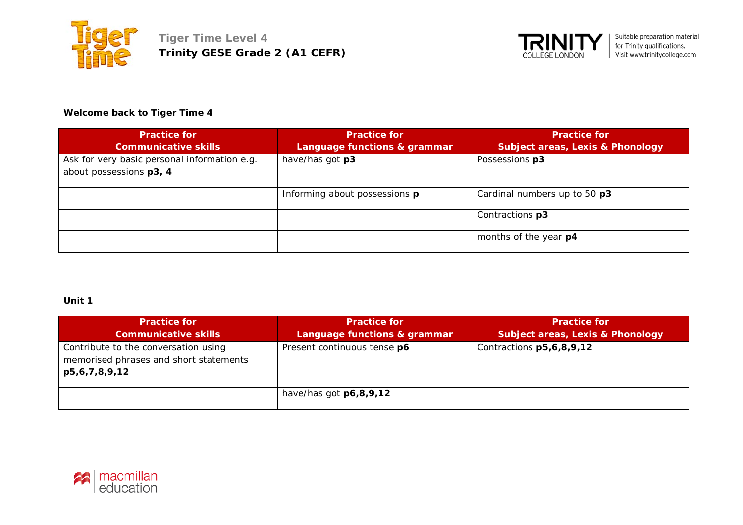# Tiger Time Level 4

**Trinity GESE Grade 2 (A1 CEFR)**

Suitable preparation material for Trinity qualifications. Visit www.trinitycollege.com

**Welcome back to Tiger Time 4**

| Practice for Communicative skills | Practice for Language functions & grammar | Practice for Subject areas, Lexis & Phonology |
|---|---|---|
| Ask for very basic personal information e.g. about possessions **p3, 4** | have/has got **p3** | Possessions **p3** |
| | Informing about possessions **p** | Cardinal numbers up to 50 **p3** |
| | | Contractions **p3** |
| | | months of the year **p4** |

**Unit 1**

| Practice for Communicative skills | Practice for Language functions & grammar | Practice for Subject areas, Lexis & Phonology |
|---|---|---|
| Contribute to the conversation using memorised phrases and short statements **p5,6,7,8,9,12** | Present continuous tense **p6** | Contractions **p5,6,8,9,12** |
| | have/has got **p6,8,9,12** | |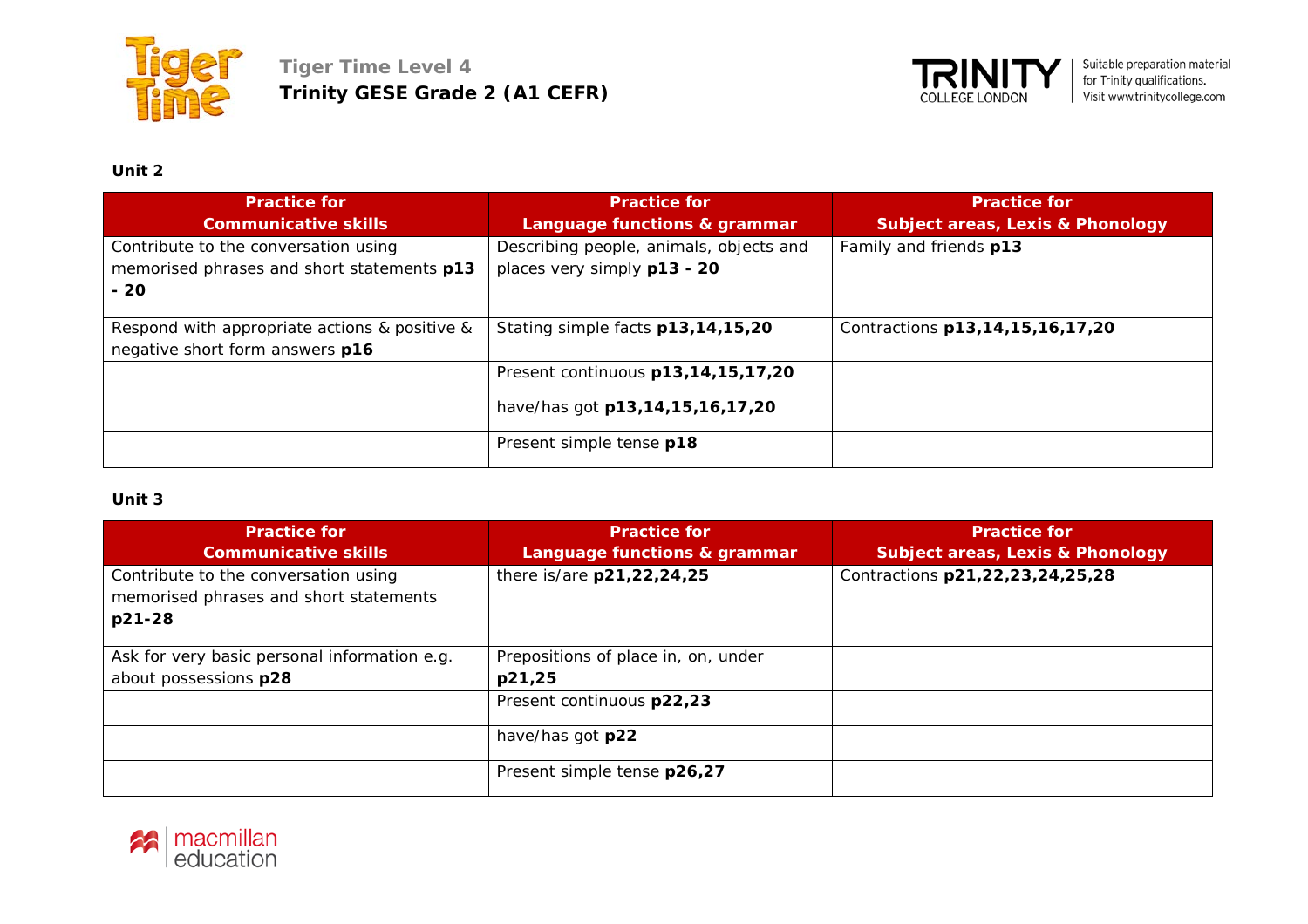**Unit 2**

| Practice for Communicative skills | Practice for Language functions & grammar | Practice for Subject areas, Lexis & Phonology |
|---|---|---|
| Contribute to the conversation using memorised phrases and short statements **p13 - 20** | Describing people, animals, objects and places very simply **p13 - 20** | Family and friends **p13** |
| Respond with appropriate actions & positive & negative short form answers **p16** | Stating simple facts **p13,14,15,20** | Contractions **p13,14,15,16,17,20** |
| | Present continuous **p13,14,15,17,20** | |
| | have/has got **p13,14,15,16,17,20** | |
| | Present simple tense **p18** | |

**Unit 3**

| Practice for Communicative skills | Practice for Language functions & grammar | Practice for Subject areas, Lexis & Phonology |
|---|---|---|
| Contribute to the conversation using memorised phrases and short statements **p21-28** | there is/are **p21,22,24,25** | Contractions **p21,22,23,24,25,28** |
| Ask for very basic personal information e.g. about possessions **p28** | Prepositions of place in, on, under **p21,25** | |
| | Present continuous **p22,23** | |
| | have/has got **p22** | |
| | Present simple tense **p26,27** | |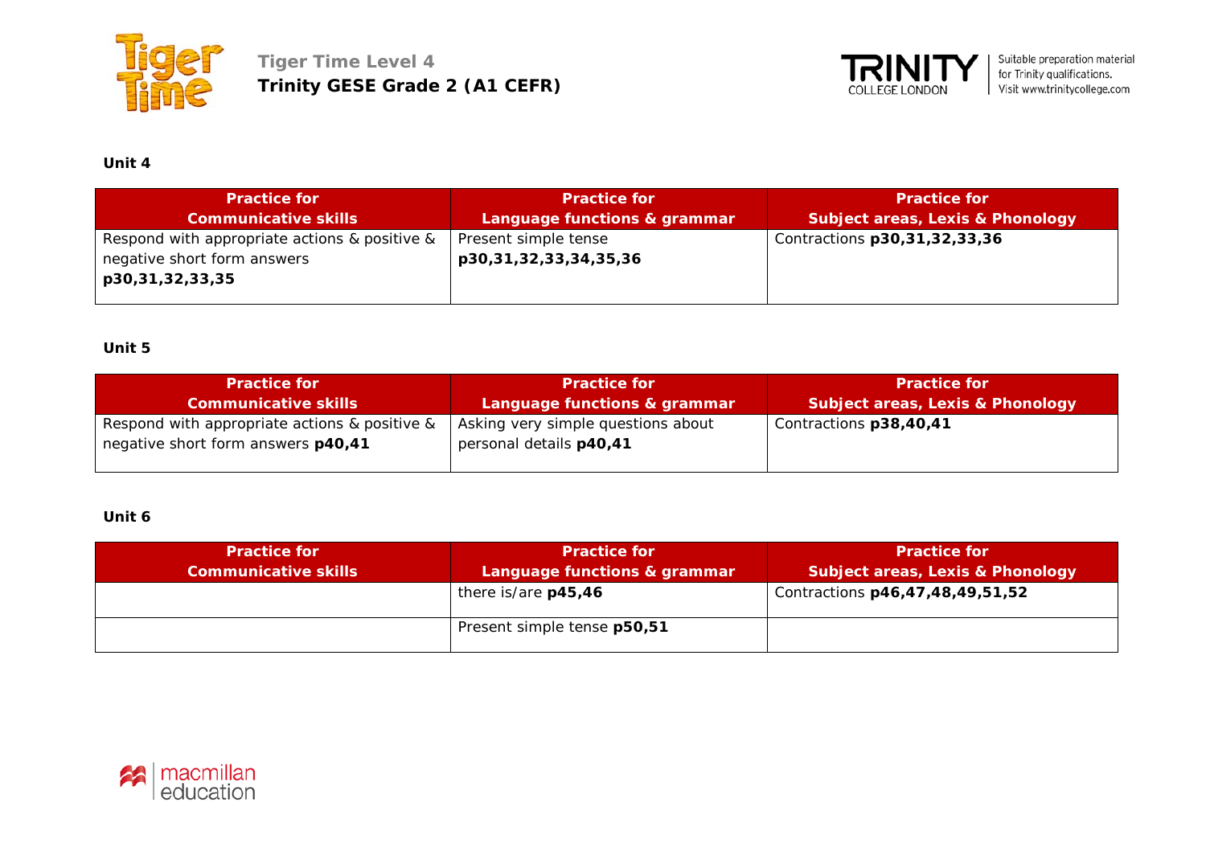## Unit 4

| Practice for Communicative skills | Practice for Language functions & grammar | Practice for Subject areas, Lexis & Phonology |
|---|---|---|
| Respond with appropriate actions & positive & negative short form answers **p30,31,32,33,35** | Present simple tense **p30,31,32,33,34,35,36** | Contractions **p30,31,32,33,36** |

## Unit 5

| Practice for Communicative skills | Practice for Language functions & grammar | Practice for Subject areas, Lexis & Phonology |
|---|---|---|
| Respond with appropriate actions & positive & negative short form answers **p40,41** | Asking very simple questions about personal details **p40,41** | Contractions **p38,40,41** |

## Unit 6

| Practice for Communicative skills | Practice for Language functions & grammar | Practice for Subject areas, Lexis & Phonology |
|---|---|---|
| | there is/are **p45,46** | Contractions **p46,47,48,49,51,52** |
| | Present simple tense **p50,51** | |